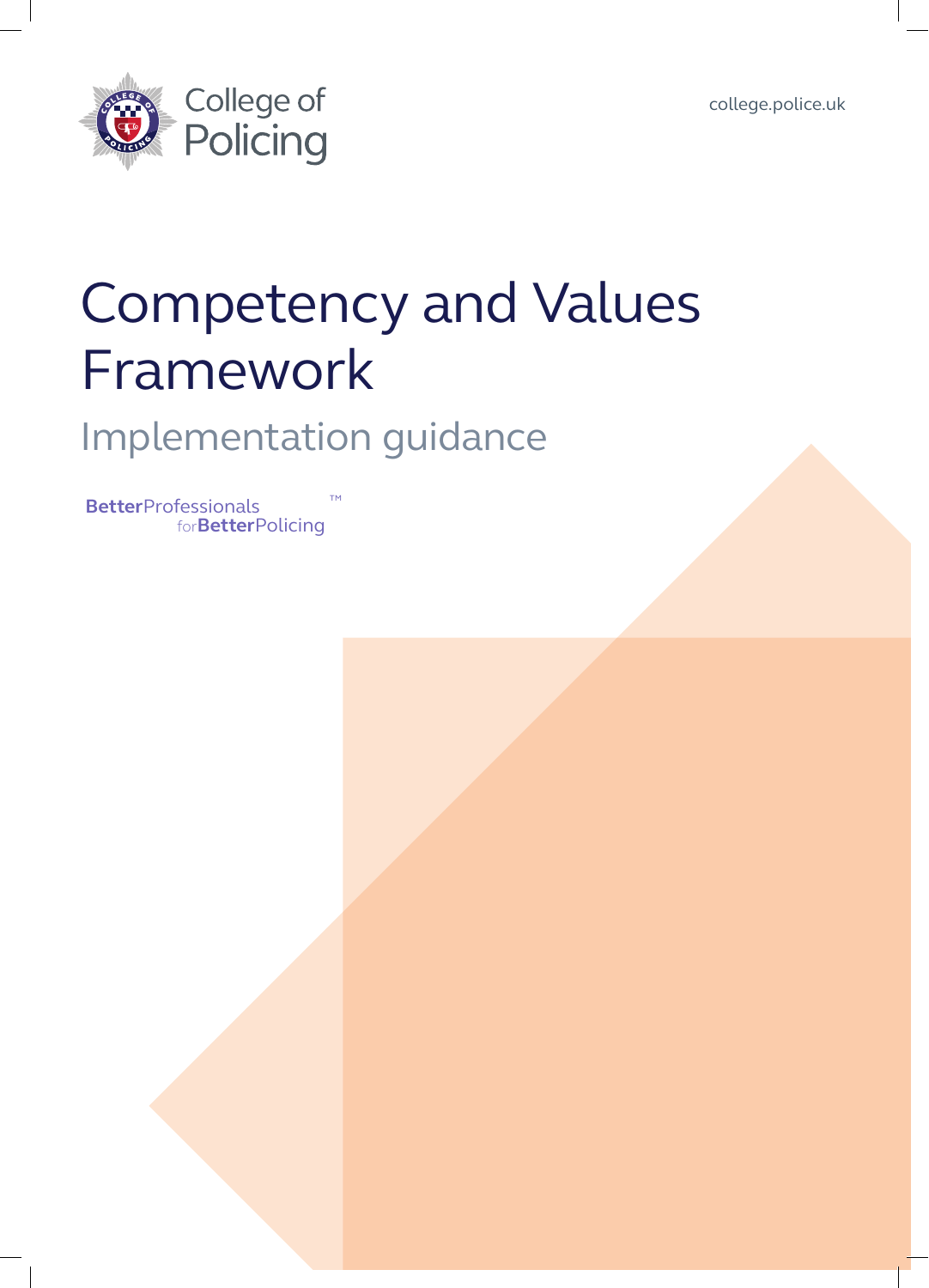College of Policing

college.police.uk

# Competency and Values Framework

## Implementation guidance

**Better**Professionals for**Better**Policing™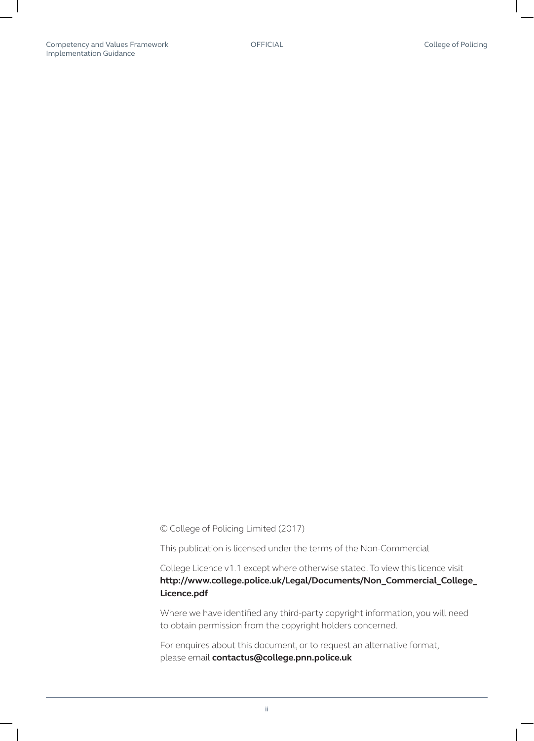© College of Policing Limited (2017)

This publication is licensed under the terms of the Non-Commercial

College Licence v1.1 except where otherwise stated. To view this licence visit **http://www.college.police.uk/Legal/Documents/Non_Commercial_College_Licence.pdf**

Where we have identified any third-party copyright information, you will need to obtain permission from the copyright holders concerned.

For enquires about this document, or to request an alternative format, please email **contactus@college.pnn.police.uk**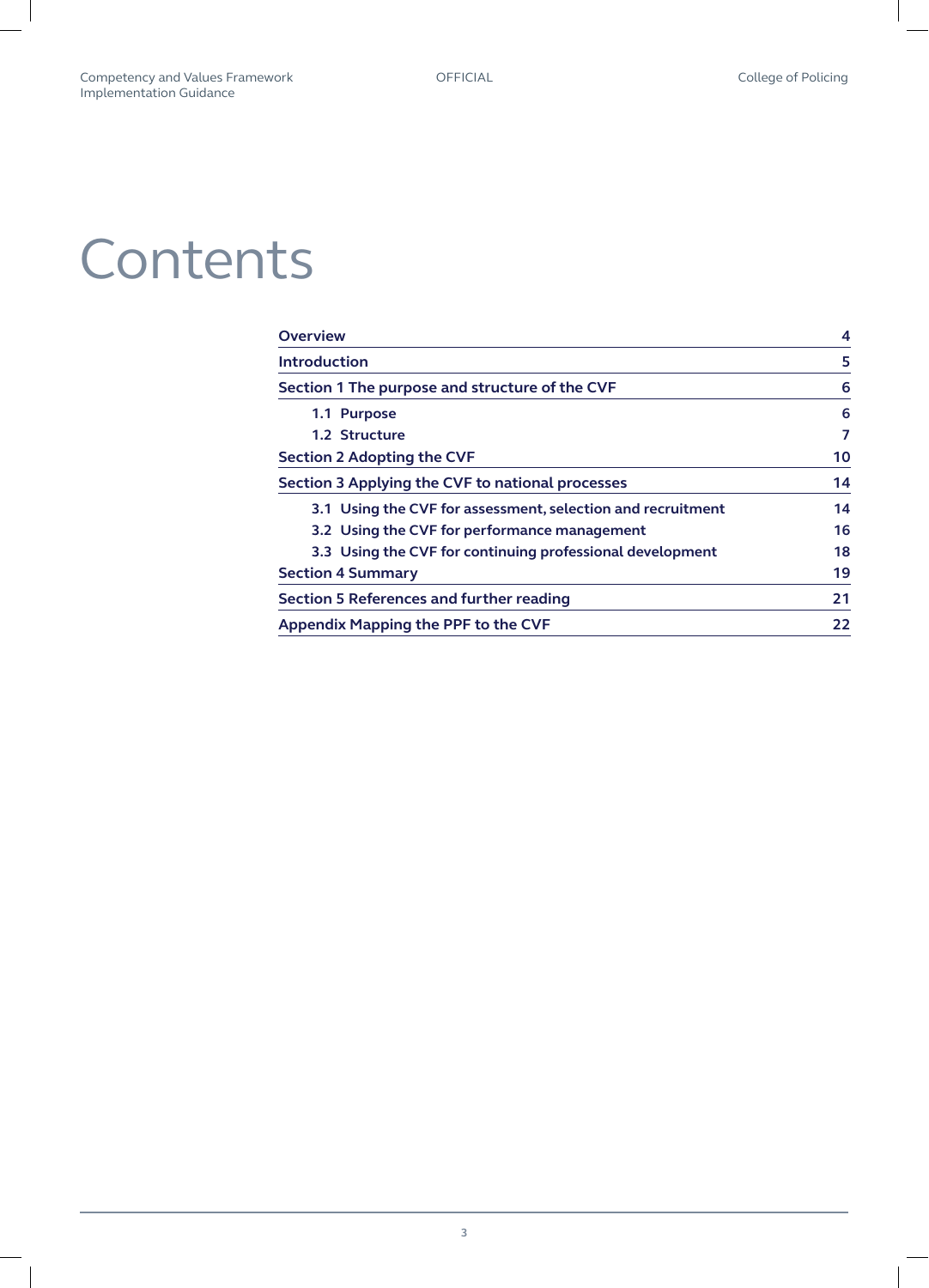# Contents

| | |
|---|---|
| **Overview** | **4** |
| **Introduction** | **5** |
| **Section 1 The purpose and structure of the CVF** | **6** |
| 1.1 Purpose | 6 |
| 1.2 Structure | 7 |
| **Section 2 Adopting the CVF** | **10** |
| **Section 3 Applying the CVF to national processes** | **14** |
| 3.1 Using the CVF for assessment, selection and recruitment | 14 |
| 3.2 Using the CVF for performance management | 16 |
| 3.3 Using the CVF for continuing professional development | 18 |
| **Section 4 Summary** | **19** |
| **Section 5 References and further reading** | **21** |
| **Appendix Mapping the PPF to the CVF** | **22** |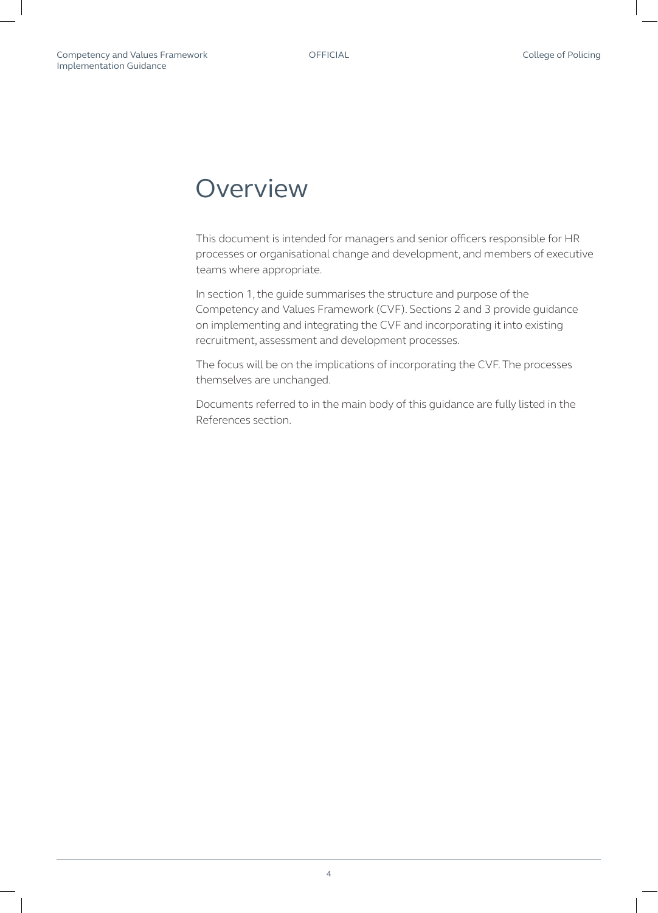# Overview

This document is intended for managers and senior officers responsible for HR processes or organisational change and development, and members of executive teams where appropriate.

In section 1, the guide summarises the structure and purpose of the Competency and Values Framework (CVF). Sections 2 and 3 provide guidance on implementing and integrating the CVF and incorporating it into existing recruitment, assessment and development processes.

The focus will be on the implications of incorporating the CVF. The processes themselves are unchanged.

Documents referred to in the main body of this guidance are fully listed in the References section.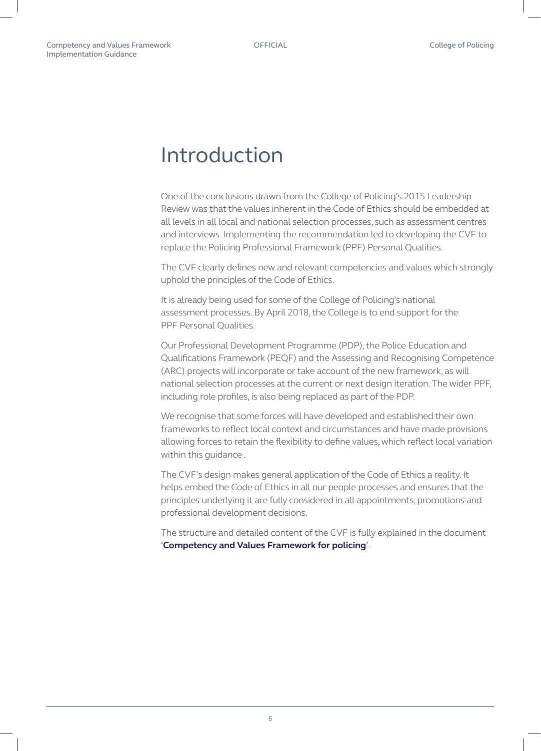# Introduction

One of the conclusions drawn from the College of Policing's 2015 Leadership Review was that the values inherent in the Code of Ethics should be embedded at all levels in all local and national selection processes, such as assessment centres and interviews. Implementing the recommendation led to developing the CVF to replace the Policing Professional Framework (PPF) Personal Qualities.

The CVF clearly defines new and relevant competencies and values which strongly uphold the principles of the Code of Ethics.

It is already being used for some of the College of Policing's national assessment processes. By April 2018, the College is to end support for the PPF Personal Qualities.

Our Professional Development Programme (PDP), the Police Education and Qualifications Framework (PEQF) and the Assessing and Recognising Competence (ARC) projects will incorporate or take account of the new framework, as will national selection processes at the current or next design iteration. The wider PPF, including role profiles, is also being replaced as part of the PDP.

We recognise that some forces will have developed and established their own frameworks to reflect local context and circumstances and have made provisions allowing forces to retain the flexibility to define values, which reflect local variation within this guidance .

The CVF's design makes general application of the Code of Ethics a reality. It helps embed the Code of Ethics in all our people processes and ensures that the principles underlying it are fully considered in all appointments, promotions and professional development decisions.

The structure and detailed content of the CVF is fully explained in the document '**Competency and Values Framework for policing**'.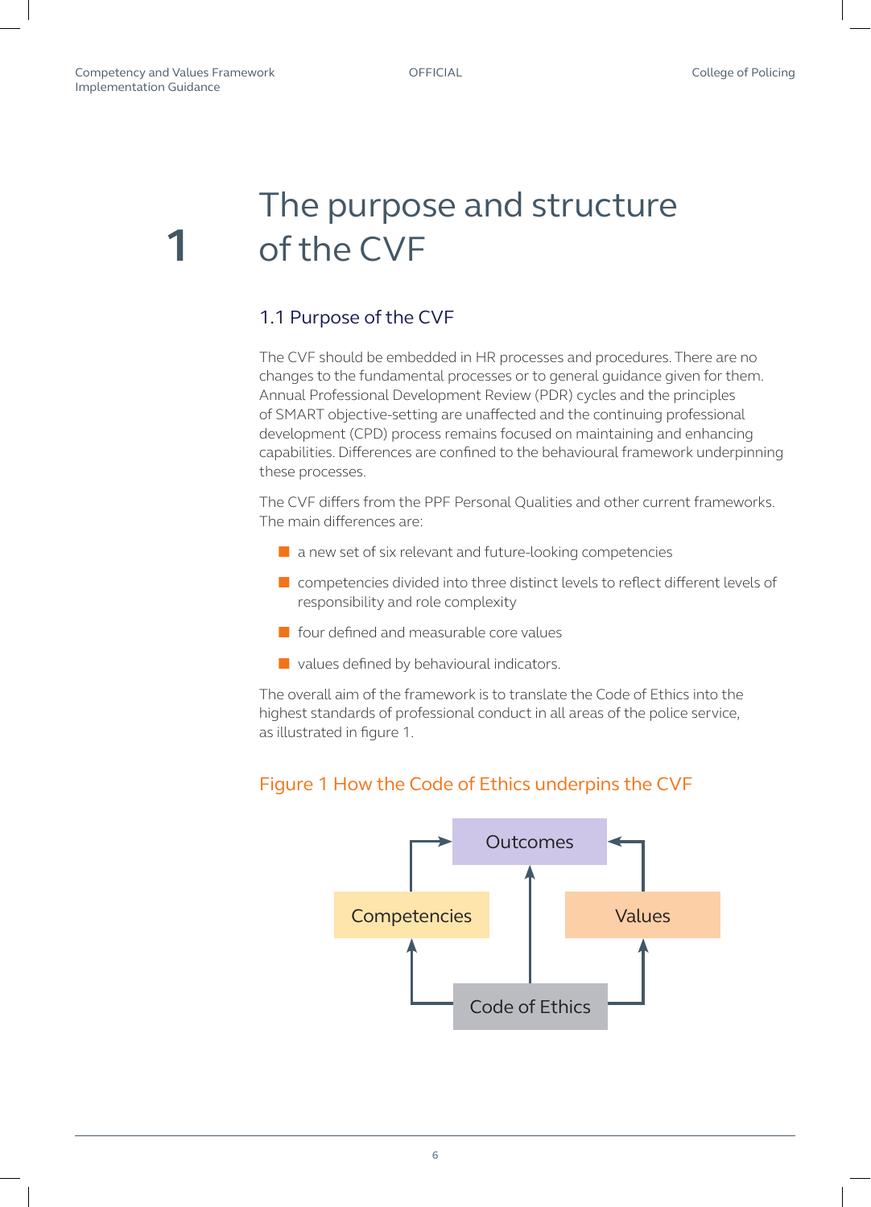# 1 The purpose and structure of the CVF

## 1.1 Purpose of the CVF

The CVF should be embedded in HR processes and procedures. There are no changes to the fundamental processes or to general guidance given for them. Annual Professional Development Review (PDR) cycles and the principles of SMART objective-setting are unaffected and the continuing professional development (CPD) process remains focused on maintaining and enhancing capabilities. Differences are confined to the behavioural framework underpinning these processes.

The CVF differs from the PPF Personal Qualities and other current frameworks. The main differences are:

- a new set of six relevant and future-looking competencies
- competencies divided into three distinct levels to reflect different levels of responsibility and role complexity
- four defined and measurable core values
- values defined by behavioural indicators.

The overall aim of the framework is to translate the Code of Ethics into the highest standards of professional conduct in all areas of the police service, as illustrated in figure 1.

Figure 1 How the Code of Ethics underpins the CVF

Outcomes

Competencies

Values

Code of Ethics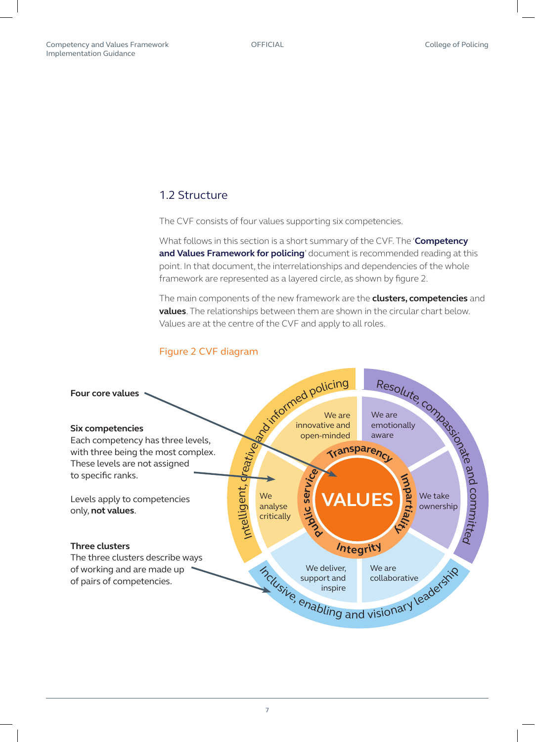## 1.2 Structure

The CVF consists of four values supporting six competencies.

What follows in this section is a short summary of the CVF. The '**Competency and Values Framework for policing**' document is recommended reading at this point. In that document, the interrelationships and dependencies of the whole framework are represented as a layered circle, as shown by figure 2.

The main components of the new framework are the **clusters, competencies** and **values**. The relationships between them are shown in the circular chart below. Values are at the centre of the CVF and apply to all roles.

Figure 2 CVF diagram

**Four core values**

**Six competencies**
Each competency has three levels, with three being the most complex. These levels are not assigned to specific ranks.

Levels apply to competencies only, **not values**.

**Three clusters**
The three clusters describe ways of working and are made up of pairs of competencies.

VALUES: Transparency, Impartiality, Integrity, Public service

Intelligent, creative and informed policing: We are innovative and open-minded; We analyse critically

Resolute, compassionate and committed: We are emotionally aware; We take ownership

Inclusive, enabling and visionary leadership: We deliver, support and inspire; We are collaborative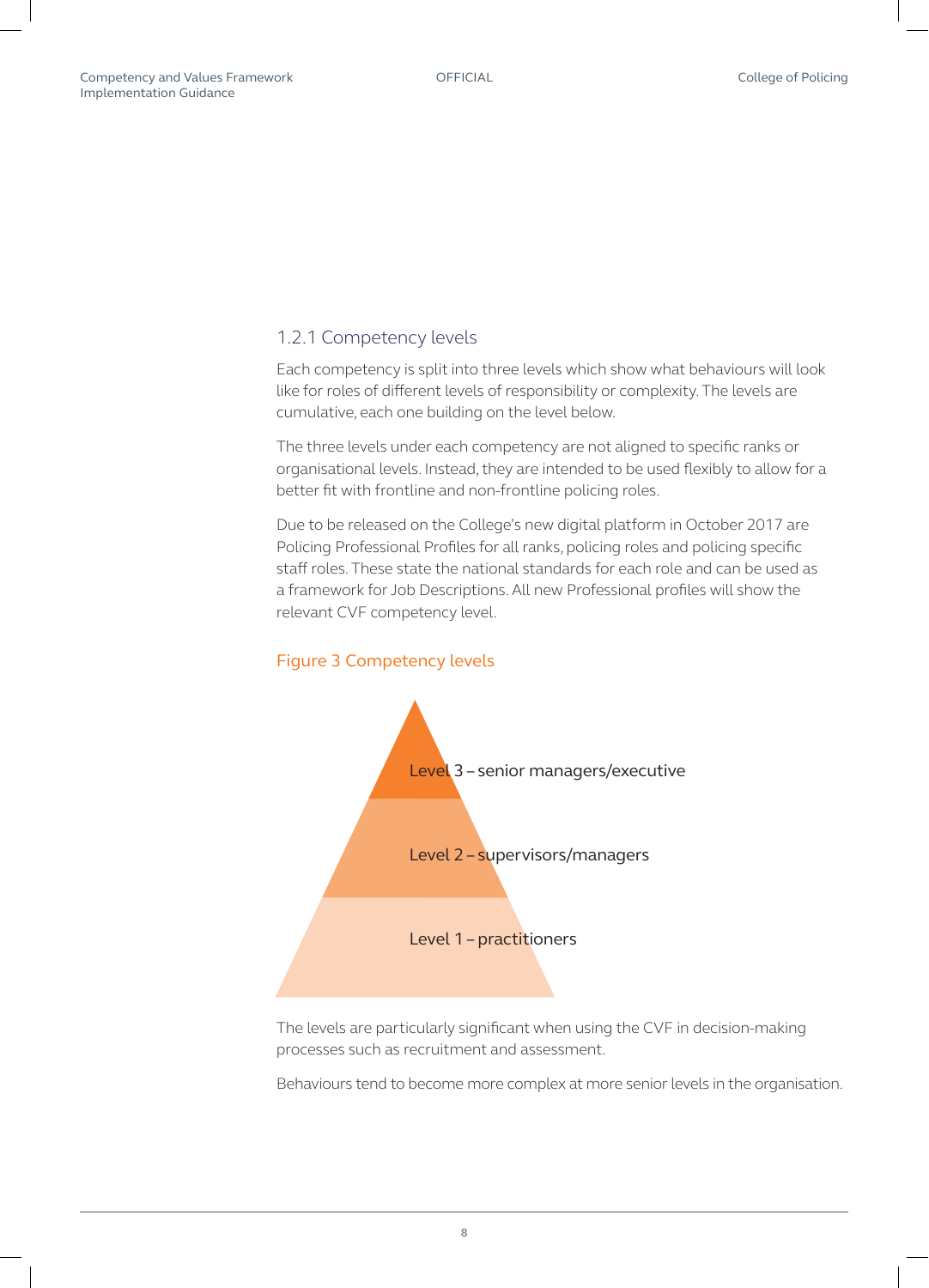### 1.2.1 Competency levels

Each competency is split into three levels which show what behaviours will look like for roles of different levels of responsibility or complexity. The levels are cumulative, each one building on the level below.

The three levels under each competency are not aligned to specific ranks or organisational levels. Instead, they are intended to be used flexibly to allow for a better fit with frontline and non-frontline policing roles.

Due to be released on the College's new digital platform in October 2017 are Policing Professional Profiles for all ranks, policing roles and policing specific staff roles. These state the national standards for each role and can be used as a framework for Job Descriptions. All new Professional profiles will show the relevant CVF competency level.

Figure 3 Competency levels

Level 3 – senior managers/executive

Level 2 – supervisors/managers

Level 1 – practitioners

The levels are particularly significant when using the CVF in decision-making processes such as recruitment and assessment.

Behaviours tend to become more complex at more senior levels in the organisation.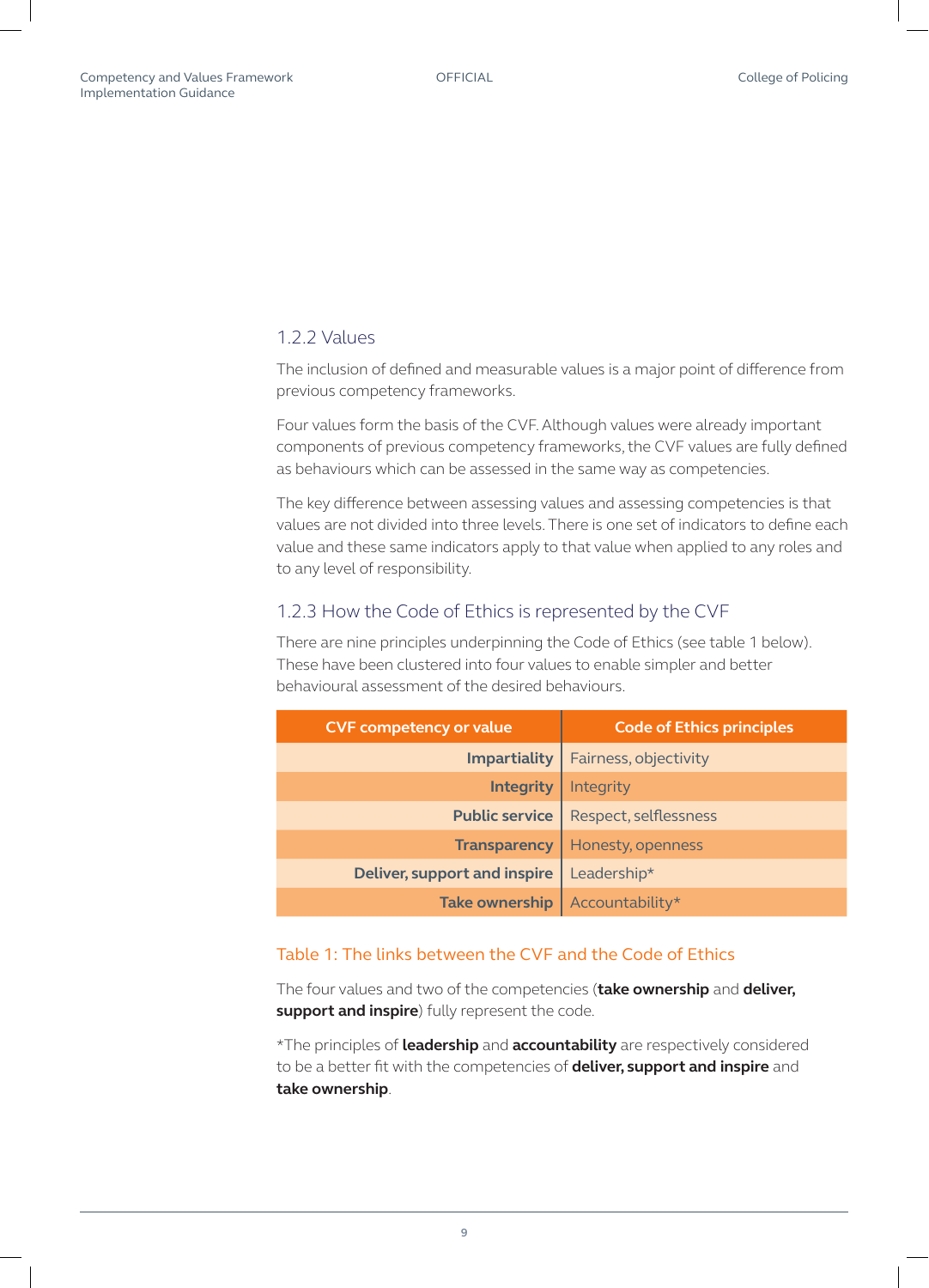### 1.2.2 Values

The inclusion of defined and measurable values is a major point of difference from previous competency frameworks.

Four values form the basis of the CVF. Although values were already important components of previous competency frameworks, the CVF values are fully defined as behaviours which can be assessed in the same way as competencies.

The key difference between assessing values and assessing competencies is that values are not divided into three levels. There is one set of indicators to define each value and these same indicators apply to that value when applied to any roles and to any level of responsibility.

### 1.2.3 How the Code of Ethics is represented by the CVF

There are nine principles underpinning the Code of Ethics (see table 1 below). These have been clustered into four values to enable simpler and better behavioural assessment of the desired behaviours.

| CVF competency or value | Code of Ethics principles |
| ---: | --- |
| **Impartiality** | Fairness, objectivity |
| **Integrity** | Integrity |
| **Public service** | Respect, selflessness |
| **Transparency** | Honesty, openness |
| **Deliver, support and inspire** | Leadership* |
| **Take ownership** | Accountability* |

Table 1: The links between the CVF and the Code of Ethics

The four values and two of the competencies (**take ownership** and **deliver, support and inspire**) fully represent the code.

*The principles of **leadership** and **accountability** are respectively considered to be a better fit with the competencies of **deliver, support and inspire** and **take ownership**.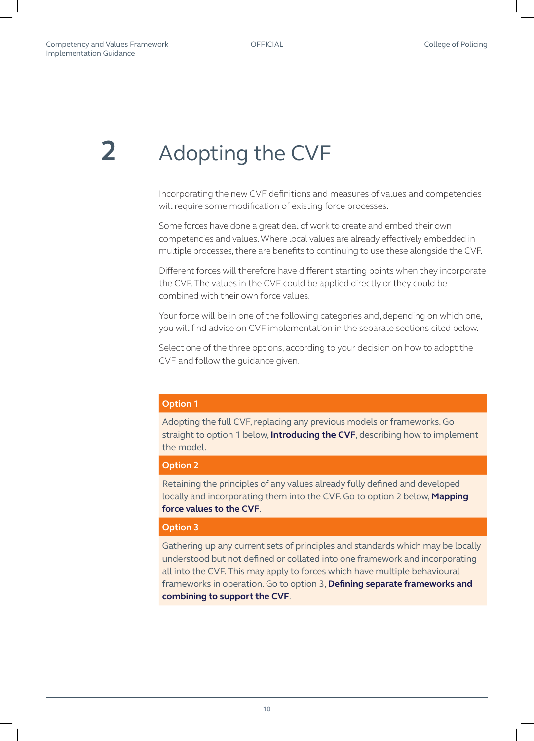# 2 Adopting the CVF

Incorporating the new CVF definitions and measures of values and competencies will require some modification of existing force processes.

Some forces have done a great deal of work to create and embed their own competencies and values. Where local values are already effectively embedded in multiple processes, there are benefits to continuing to use these alongside the CVF.

Different forces will therefore have different starting points when they incorporate the CVF. The values in the CVF could be applied directly or they could be combined with their own force values.

Your force will be in one of the following categories and, depending on which one, you will find advice on CVF implementation in the separate sections cited below.

Select one of the three options, according to your decision on how to adopt the CVF and follow the guidance given.

**Option 1**

Adopting the full CVF, replacing any previous models or frameworks. Go straight to option 1 below, **Introducing the CVF**, describing how to implement the model.

**Option 2**

Retaining the principles of any values already fully defined and developed locally and incorporating them into the CVF. Go to option 2 below, **Mapping force values to the CVF**.

**Option 3**

Gathering up any current sets of principles and standards which may be locally understood but not defined or collated into one framework and incorporating all into the CVF. This may apply to forces which have multiple behavioural frameworks in operation. Go to option 3, **Defining separate frameworks and combining to support the CVF**.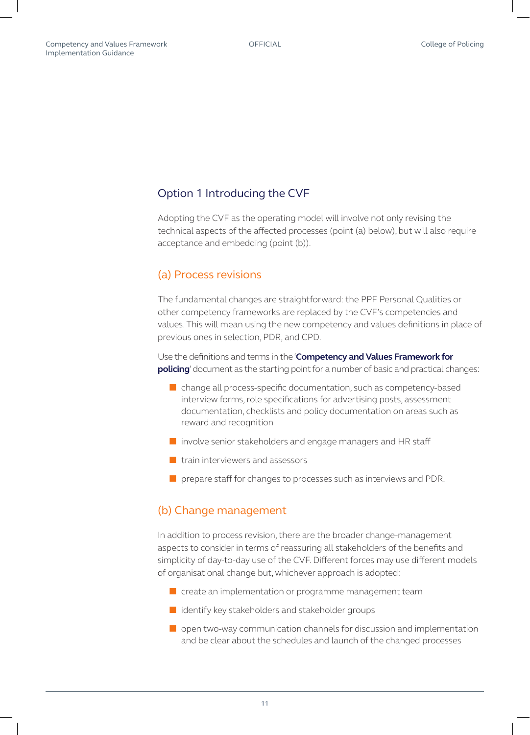## Option 1 Introducing the CVF

Adopting the CVF as the operating model will involve not only revising the technical aspects of the affected processes (point (a) below), but will also require acceptance and embedding (point (b)).

### (a) Process revisions

The fundamental changes are straightforward: the PPF Personal Qualities or other competency frameworks are replaced by the CVF's competencies and values. This will mean using the new competency and values definitions in place of previous ones in selection, PDR, and CPD.

Use the definitions and terms in the '**Competency and Values Framework for policing**' document as the starting point for a number of basic and practical changes:

- change all process-specific documentation, such as competency-based interview forms, role specifications for advertising posts, assessment documentation, checklists and policy documentation on areas such as reward and recognition
- involve senior stakeholders and engage managers and HR staff
- train interviewers and assessors
- prepare staff for changes to processes such as interviews and PDR.

### (b) Change management

In addition to process revision, there are the broader change-management aspects to consider in terms of reassuring all stakeholders of the benefits and simplicity of day-to-day use of the CVF. Different forces may use different models of organisational change but, whichever approach is adopted:

- create an implementation or programme management team
- identify key stakeholders and stakeholder groups
- open two-way communication channels for discussion and implementation and be clear about the schedules and launch of the changed processes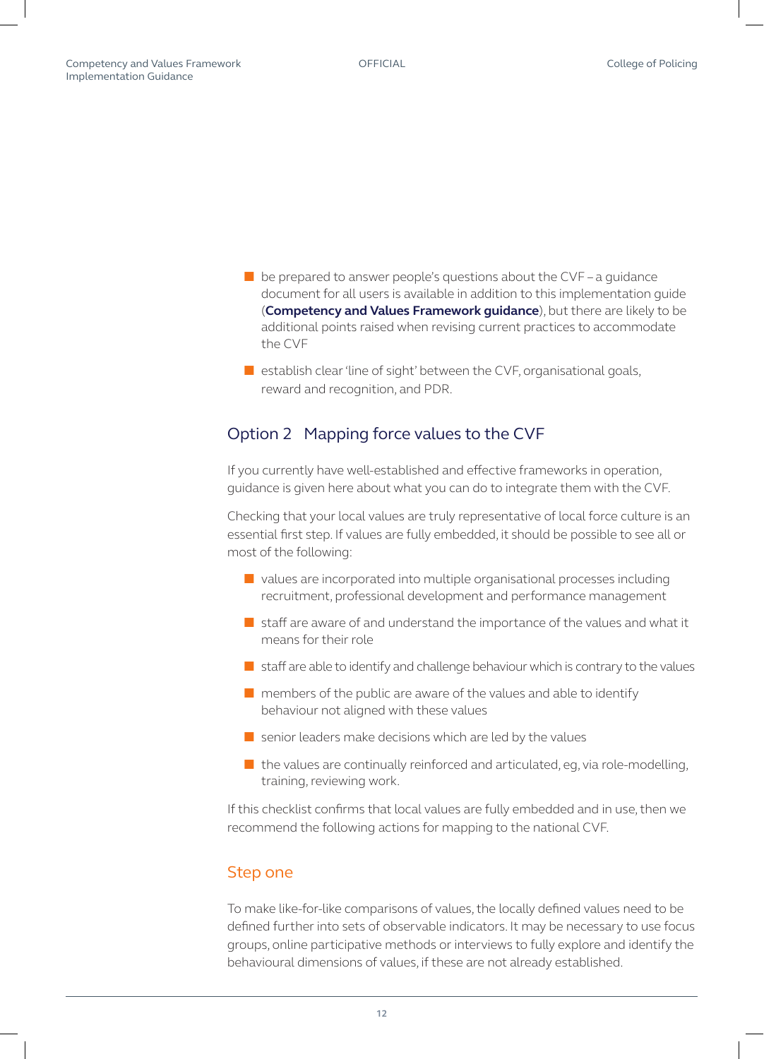- be prepared to answer people's questions about the CVF – a guidance document for all users is available in addition to this implementation guide (**Competency and Values Framework guidance**), but there are likely to be additional points raised when revising current practices to accommodate the CVF
- establish clear 'line of sight' between the CVF, organisational goals, reward and recognition, and PDR.

## Option 2 Mapping force values to the CVF

If you currently have well-established and effective frameworks in operation, guidance is given here about what you can do to integrate them with the CVF.

Checking that your local values are truly representative of local force culture is an essential first step. If values are fully embedded, it should be possible to see all or most of the following:

- values are incorporated into multiple organisational processes including recruitment, professional development and performance management
- staff are aware of and understand the importance of the values and what it means for their role
- staff are able to identify and challenge behaviour which is contrary to the values
- members of the public are aware of the values and able to identify behaviour not aligned with these values
- senior leaders make decisions which are led by the values
- the values are continually reinforced and articulated, eg, via role-modelling, training, reviewing work.

If this checklist confirms that local values are fully embedded and in use, then we recommend the following actions for mapping to the national CVF.

### Step one

To make like-for-like comparisons of values, the locally defined values need to be defined further into sets of observable indicators. It may be necessary to use focus groups, online participative methods or interviews to fully explore and identify the behavioural dimensions of values, if these are not already established.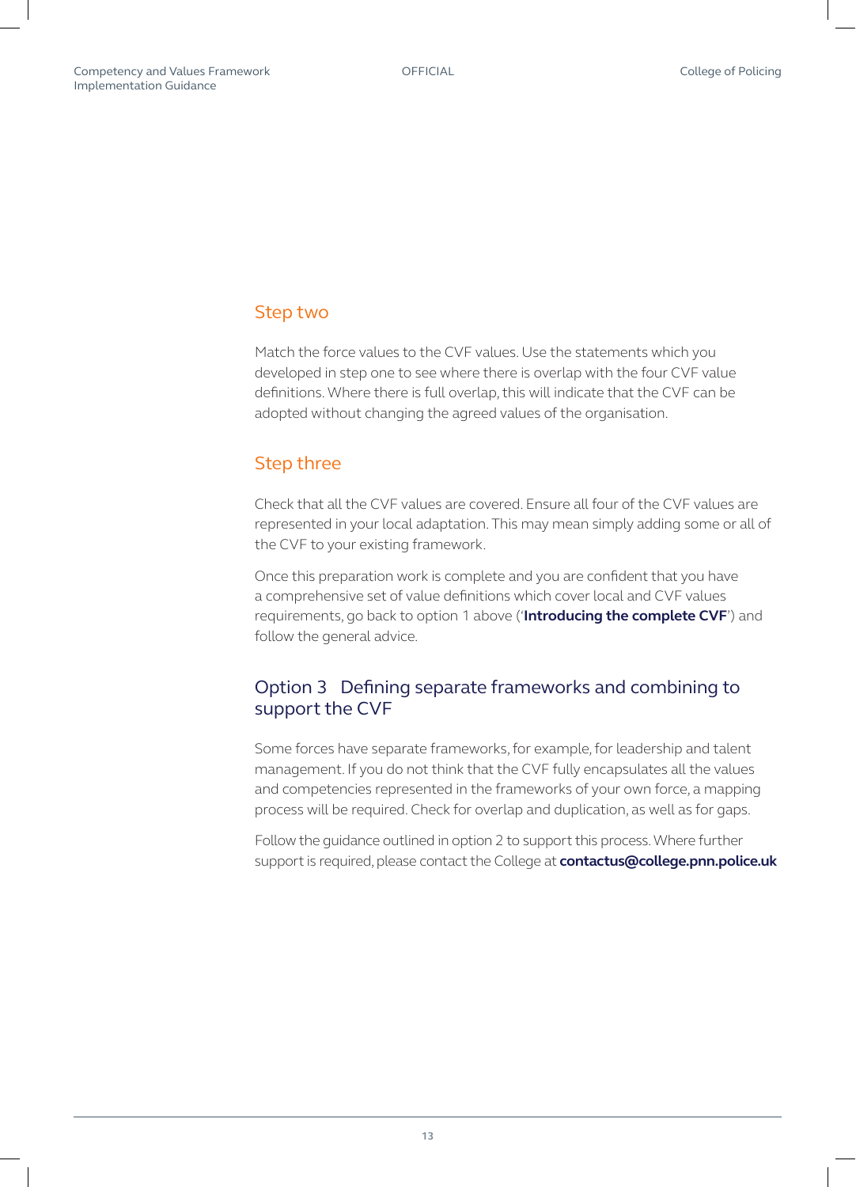### Step two

Match the force values to the CVF values. Use the statements which you developed in step one to see where there is overlap with the four CVF value definitions. Where there is full overlap, this will indicate that the CVF can be adopted without changing the agreed values of the organisation.

### Step three

Check that all the CVF values are covered. Ensure all four of the CVF values are represented in your local adaptation. This may mean simply adding some or all of the CVF to your existing framework.

Once this preparation work is complete and you are confident that you have a comprehensive set of value definitions which cover local and CVF values requirements, go back to option 1 above ('**Introducing the complete CVF**') and follow the general advice.

## Option 3 Defining separate frameworks and combining to support the CVF

Some forces have separate frameworks, for example, for leadership and talent management. If you do not think that the CVF fully encapsulates all the values and competencies represented in the frameworks of your own force, a mapping process will be required. Check for overlap and duplication, as well as for gaps.

Follow the guidance outlined in option 2 to support this process. Where further support is required, please contact the College at **contactus@college.pnn.police.uk**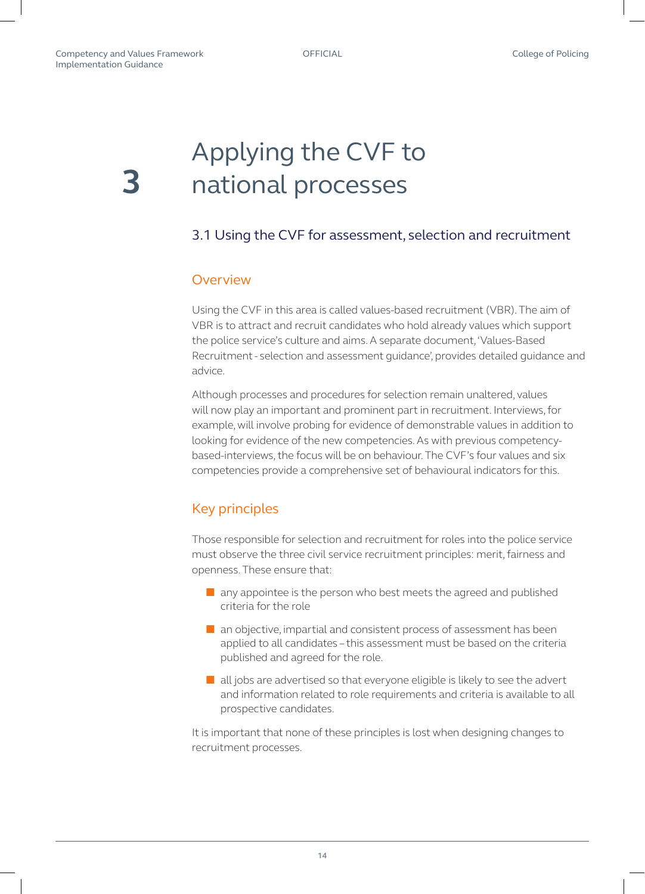# 3 Applying the CVF to national processes

## 3.1 Using the CVF for assessment, selection and recruitment

### Overview

Using the CVF in this area is called values-based recruitment (VBR). The aim of VBR is to attract and recruit candidates who hold already values which support the police service's culture and aims. A separate document, 'Values-Based Recruitment - selection and assessment guidance', provides detailed guidance and advice.

Although processes and procedures for selection remain unaltered, values will now play an important and prominent part in recruitment. Interviews, for example, will involve probing for evidence of demonstrable values in addition to looking for evidence of the new competencies. As with previous competency-based-interviews, the focus will be on behaviour. The CVF's four values and six competencies provide a comprehensive set of behavioural indicators for this.

### Key principles

Those responsible for selection and recruitment for roles into the police service must observe the three civil service recruitment principles: merit, fairness and openness. These ensure that:

- any appointee is the person who best meets the agreed and published criteria for the role
- an objective, impartial and consistent process of assessment has been applied to all candidates – this assessment must be based on the criteria published and agreed for the role.
- all jobs are advertised so that everyone eligible is likely to see the advert and information related to role requirements and criteria is available to all prospective candidates.

It is important that none of these principles is lost when designing changes to recruitment processes.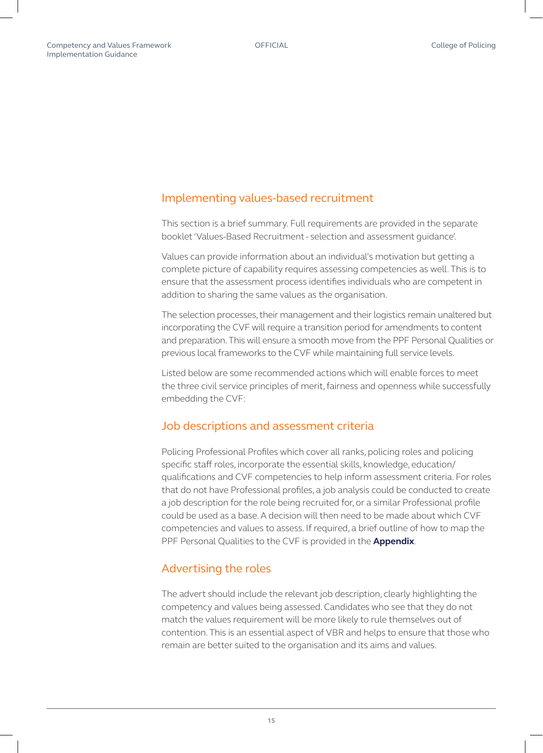## Implementing values-based recruitment

This section is a brief summary. Full requirements are provided in the separate booklet 'Values-Based Recruitment - selection and assessment guidance'.

Values can provide information about an individual's motivation but getting a complete picture of capability requires assessing competencies as well. This is to ensure that the assessment process identifies individuals who are competent in addition to sharing the same values as the organisation.

The selection processes, their management and their logistics remain unaltered but incorporating the CVF will require a transition period for amendments to content and preparation. This will ensure a smooth move from the PPF Personal Qualities or previous local frameworks to the CVF while maintaining full service levels.

Listed below are some recommended actions which will enable forces to meet the three civil service principles of merit, fairness and openness while successfully embedding the CVF:

## Job descriptions and assessment criteria

Policing Professional Profiles which cover all ranks, policing roles and policing specific staff roles, incorporate the essential skills, knowledge, education/qualifications and CVF competencies to help inform assessment criteria. For roles that do not have Professional profiles, a job analysis could be conducted to create a job description for the role being recruited for, or a similar Professional profile could be used as a base. A decision will then need to be made about which CVF competencies and values to assess. If required, a brief outline of how to map the PPF Personal Qualities to the CVF is provided in the **Appendix**.

## Advertising the roles

The advert should include the relevant job description, clearly highlighting the competency and values being assessed. Candidates who see that they do not match the values requirement will be more likely to rule themselves out of contention. This is an essential aspect of VBR and helps to ensure that those who remain are better suited to the organisation and its aims and values.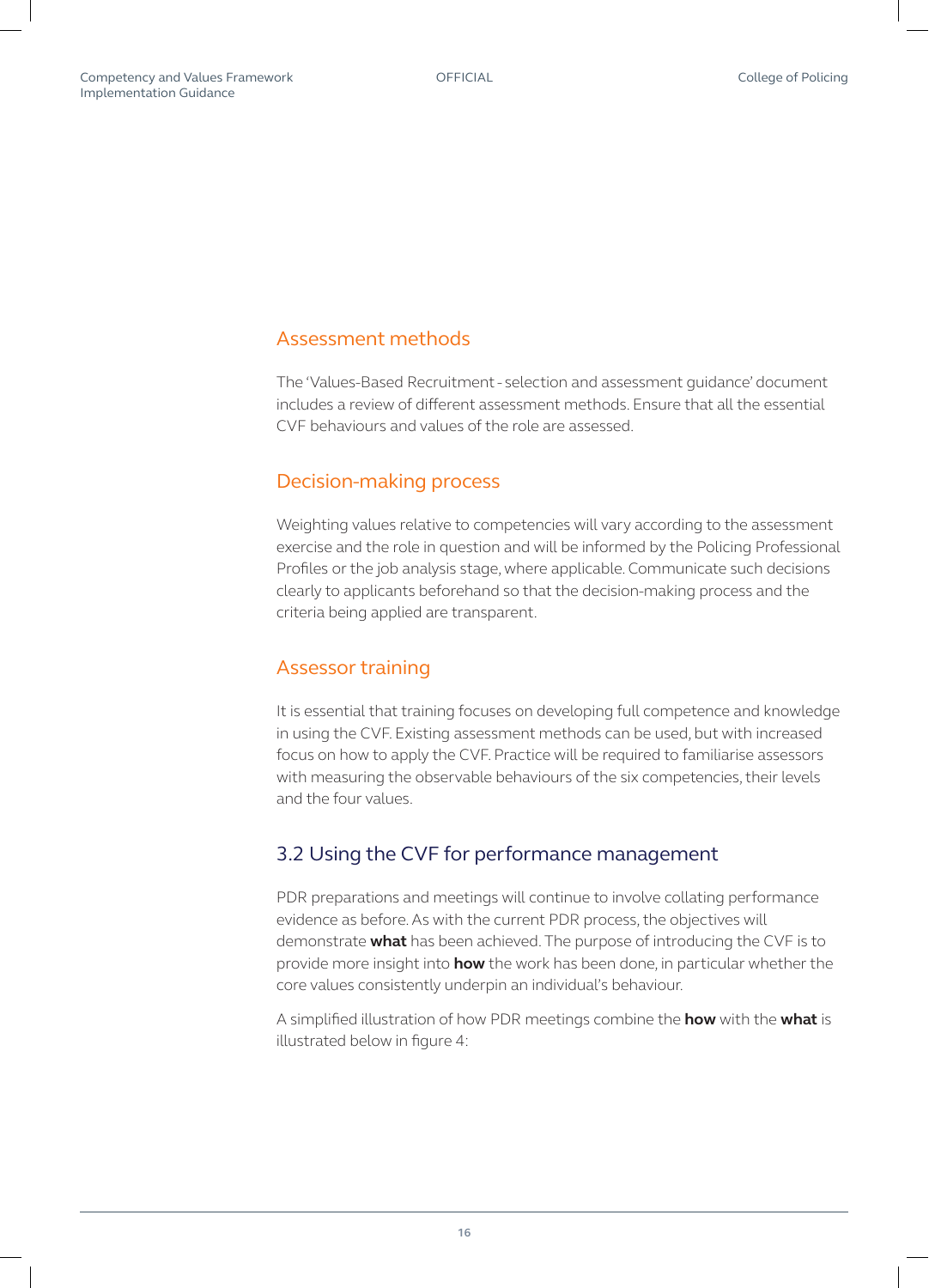### Assessment methods

The 'Values-Based Recruitment - selection and assessment guidance' document includes a review of different assessment methods. Ensure that all the essential CVF behaviours and values of the role are assessed.

### Decision-making process

Weighting values relative to competencies will vary according to the assessment exercise and the role in question and will be informed by the Policing Professional Profiles or the job analysis stage, where applicable. Communicate such decisions clearly to applicants beforehand so that the decision-making process and the criteria being applied are transparent.

### Assessor training

It is essential that training focuses on developing full competence and knowledge in using the CVF. Existing assessment methods can be used, but with increased focus on how to apply the CVF. Practice will be required to familiarise assessors with measuring the observable behaviours of the six competencies, their levels and the four values.

## 3.2 Using the CVF for performance management

PDR preparations and meetings will continue to involve collating performance evidence as before. As with the current PDR process, the objectives will demonstrate **what** has been achieved. The purpose of introducing the CVF is to provide more insight into **how** the work has been done, in particular whether the core values consistently underpin an individual's behaviour.

A simplified illustration of how PDR meetings combine the **how** with the **what** is illustrated below in figure 4: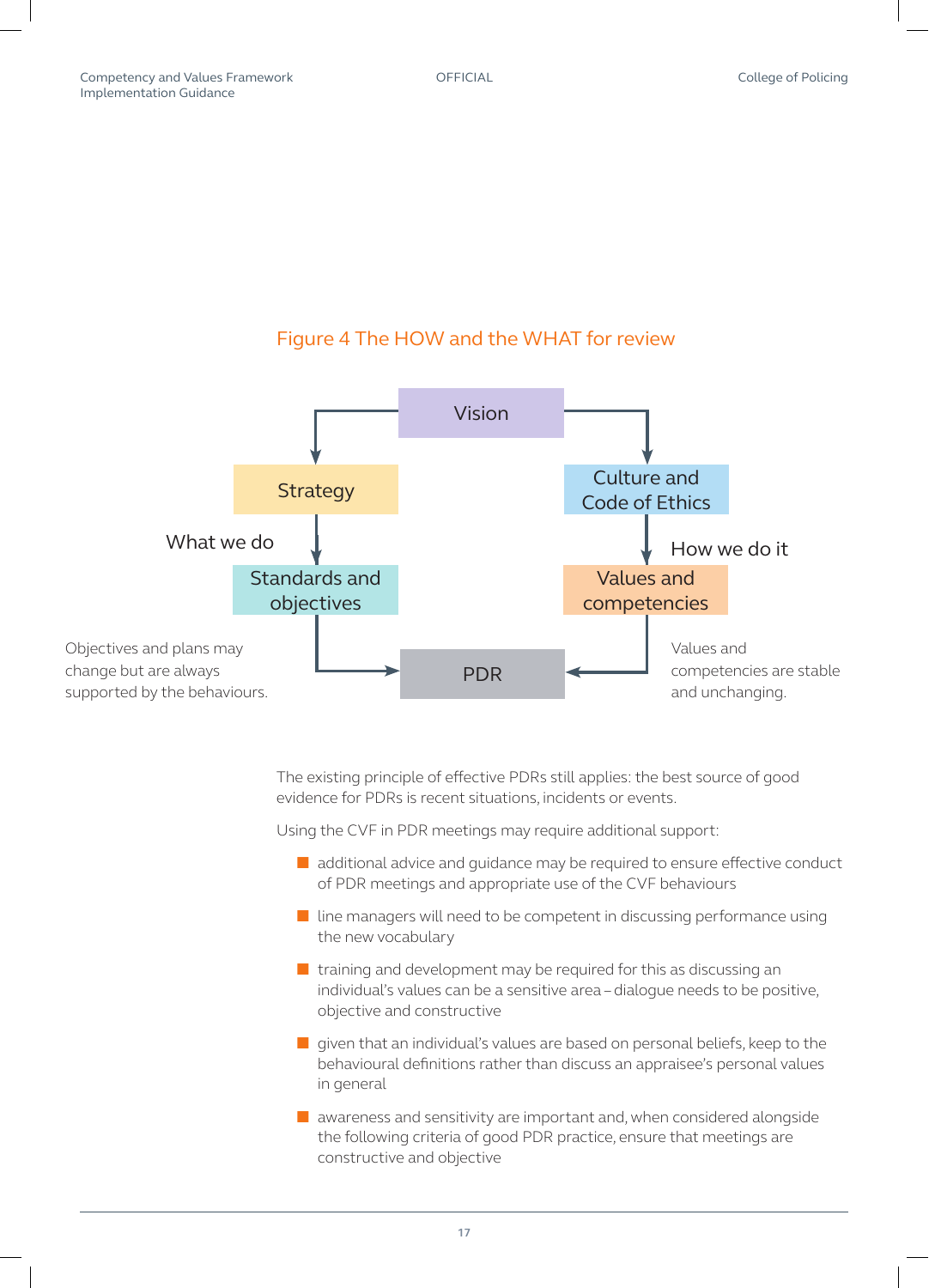Figure 4 The HOW and the WHAT for review

Vision

Strategy

Culture and Code of Ethics

What we do

How we do it

Standards and objectives

Values and competencies

Objectives and plans may change but are always supported by the behaviours.

PDR

Values and competencies are stable and unchanging.

The existing principle of effective PDRs still applies: the best source of good evidence for PDRs is recent situations, incidents or events.

Using the CVF in PDR meetings may require additional support:

- additional advice and guidance may be required to ensure effective conduct of PDR meetings and appropriate use of the CVF behaviours
- line managers will need to be competent in discussing performance using the new vocabulary
- training and development may be required for this as discussing an individual's values can be a sensitive area – dialogue needs to be positive, objective and constructive
- given that an individual's values are based on personal beliefs, keep to the behavioural definitions rather than discuss an appraisee's personal values in general
- awareness and sensitivity are important and, when considered alongside the following criteria of good PDR practice, ensure that meetings are constructive and objective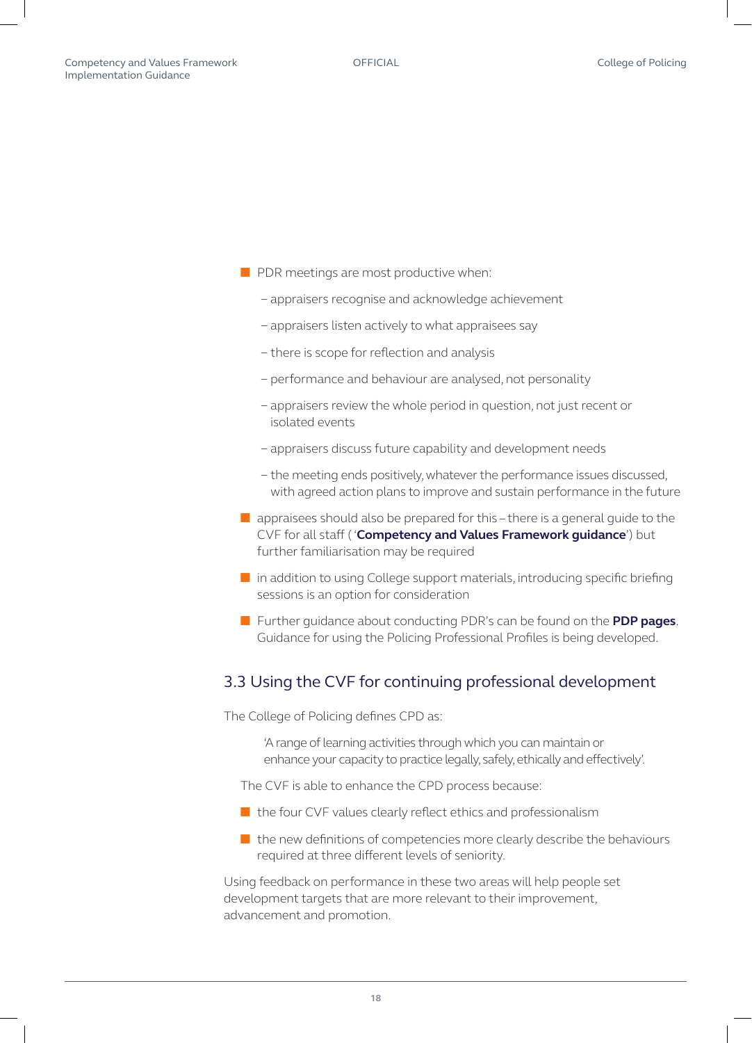- PDR meetings are most productive when:
  - appraisers recognise and acknowledge achievement
  - appraisers listen actively to what appraisees say
  - there is scope for reflection and analysis
  - performance and behaviour are analysed, not personality
  - appraisers review the whole period in question, not just recent or isolated events
  - appraisers discuss future capability and development needs
  - the meeting ends positively, whatever the performance issues discussed, with agreed action plans to improve and sustain performance in the future
- appraisees should also be prepared for this – there is a general guide to the CVF for all staff ( '**Competency and Values Framework guidance**') but further familiarisation may be required
- in addition to using College support materials, introducing specific briefing sessions is an option for consideration
- Further guidance about conducting PDR's can be found on the **PDP pages**. Guidance for using the Policing Professional Profiles is being developed.

## 3.3 Using the CVF for continuing professional development

The College of Policing defines CPD as:

> 'A range of learning activities through which you can maintain or enhance your capacity to practice legally, safely, ethically and effectively'.

The CVF is able to enhance the CPD process because:

- the four CVF values clearly reflect ethics and professionalism
- the new definitions of competencies more clearly describe the behaviours required at three different levels of seniority.

Using feedback on performance in these two areas will help people set development targets that are more relevant to their improvement, advancement and promotion.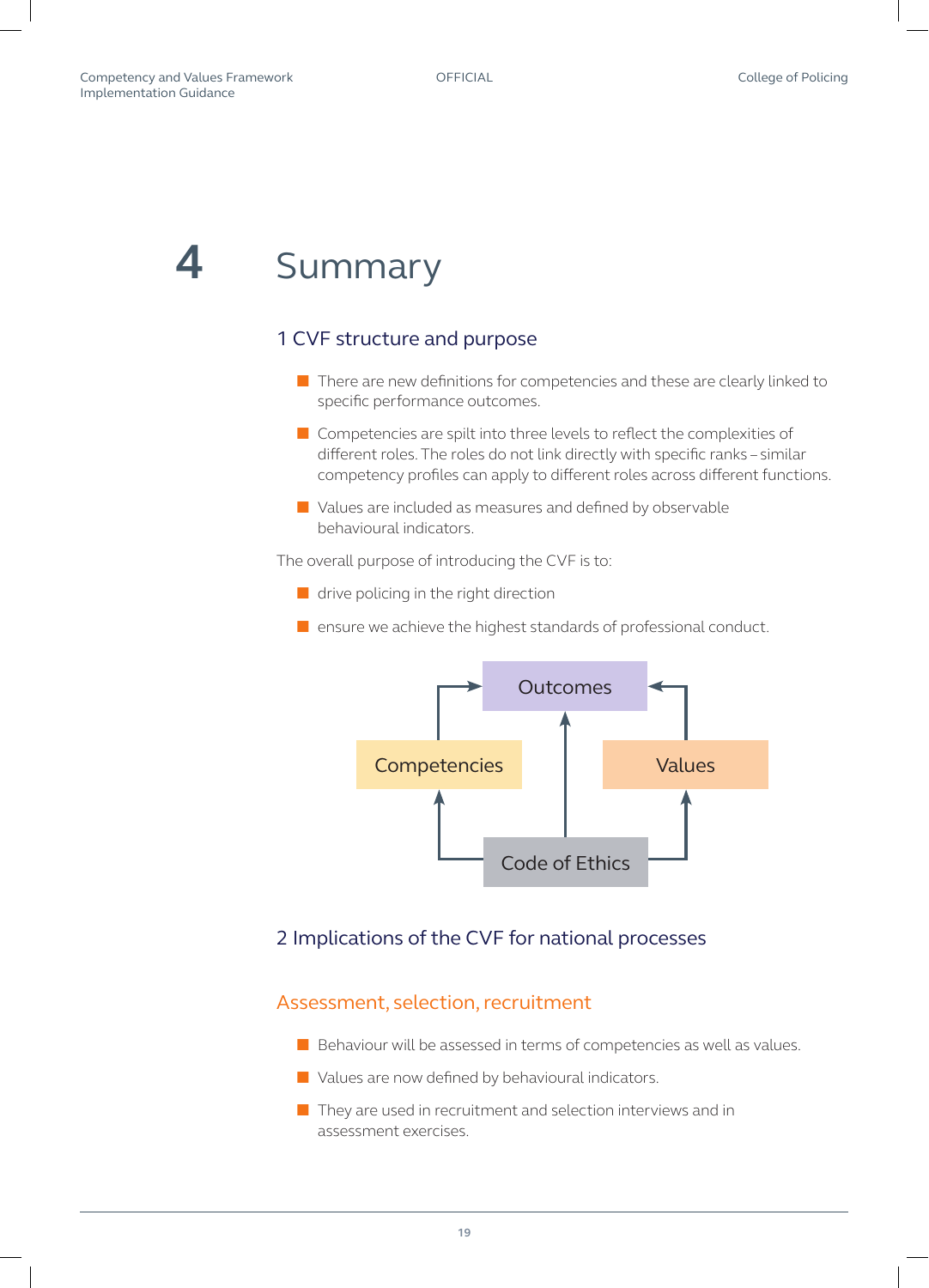# 4 Summary

## 1 CVF structure and purpose

- There are new definitions for competencies and these are clearly linked to specific performance outcomes.
- Competencies are spilt into three levels to reflect the complexities of different roles. The roles do not link directly with specific ranks – similar competency profiles can apply to different roles across different functions.
- Values are included as measures and defined by observable behavioural indicators.

The overall purpose of introducing the CVF is to:

- drive policing in the right direction
- ensure we achieve the highest standards of professional conduct.

Outcomes

Competencies

Values

Code of Ethics

## 2 Implications of the CVF for national processes

### Assessment, selection, recruitment

- Behaviour will be assessed in terms of competencies as well as values.
- Values are now defined by behavioural indicators.
- They are used in recruitment and selection interviews and in assessment exercises.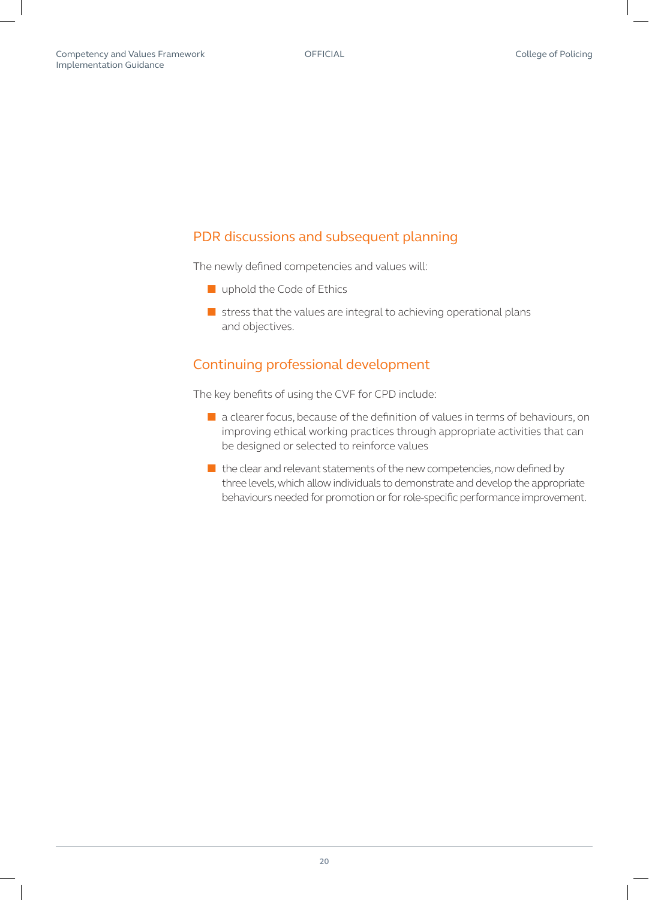## PDR discussions and subsequent planning

The newly defined competencies and values will:

- uphold the Code of Ethics
- stress that the values are integral to achieving operational plans and objectives.

## Continuing professional development

The key benefits of using the CVF for CPD include:

- a clearer focus, because of the definition of values in terms of behaviours, on improving ethical working practices through appropriate activities that can be designed or selected to reinforce values
- the clear and relevant statements of the new competencies, now defined by three levels, which allow individuals to demonstrate and develop the appropriate behaviours needed for promotion or for role-specific performance improvement.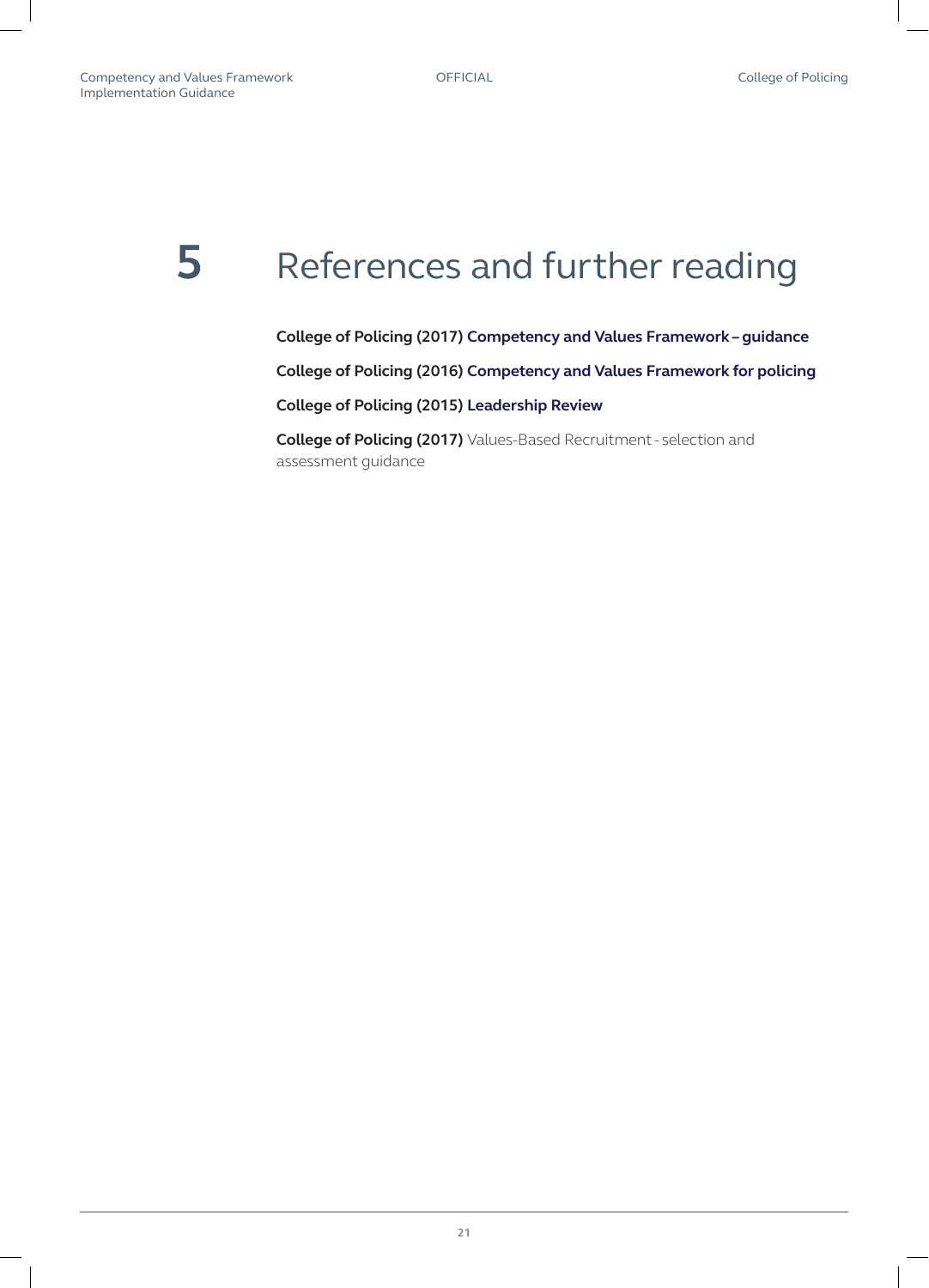# 5 References and further reading

**College of Policing (2017) Competency and Values Framework – guidance**

**College of Policing (2016) Competency and Values Framework for policing**

**College of Policing (2015) Leadership Review**

**College of Policing (2017)** Values-Based Recruitment - selection and assessment guidance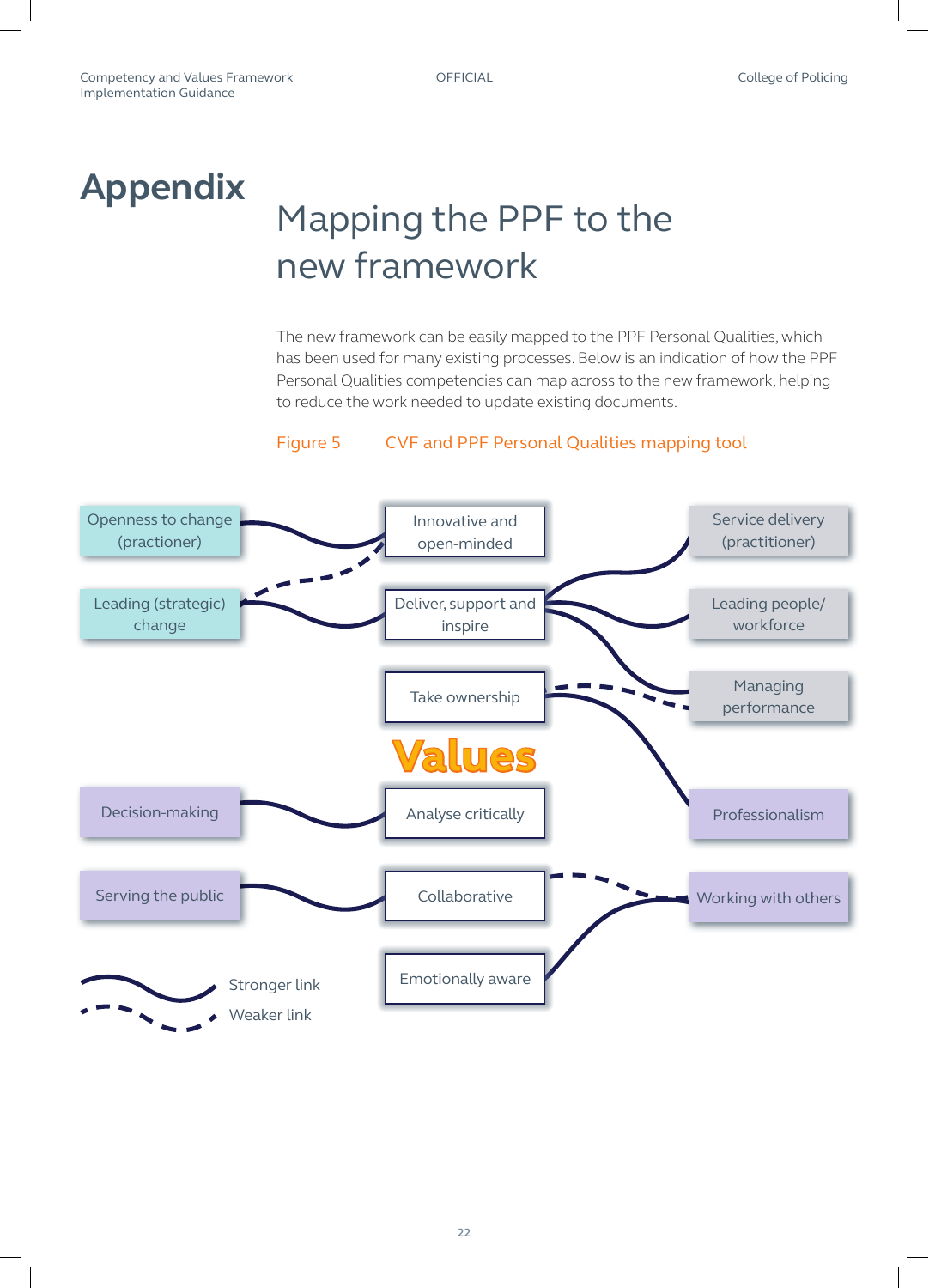# Appendix

## Mapping the PPF to the new framework

The new framework can be easily mapped to the PPF Personal Qualities, which has been used for many existing processes. Below is an indication of how the PPF Personal Qualities competencies can map across to the new framework, helping to reduce the work needed to update existing documents.

Figure 5 CVF and PPF Personal Qualities mapping tool

Openness to change (practioner)

Leading (strategic) change

Decision-making

Serving the public

Innovative and open-minded

Deliver, support and inspire

Take ownership

Values

Analyse critically

Collaborative

Emotionally aware

Service delivery (practitioner)

Leading people/ workforce

Managing performance

Professionalism

Working with others

Stronger link

Weaker link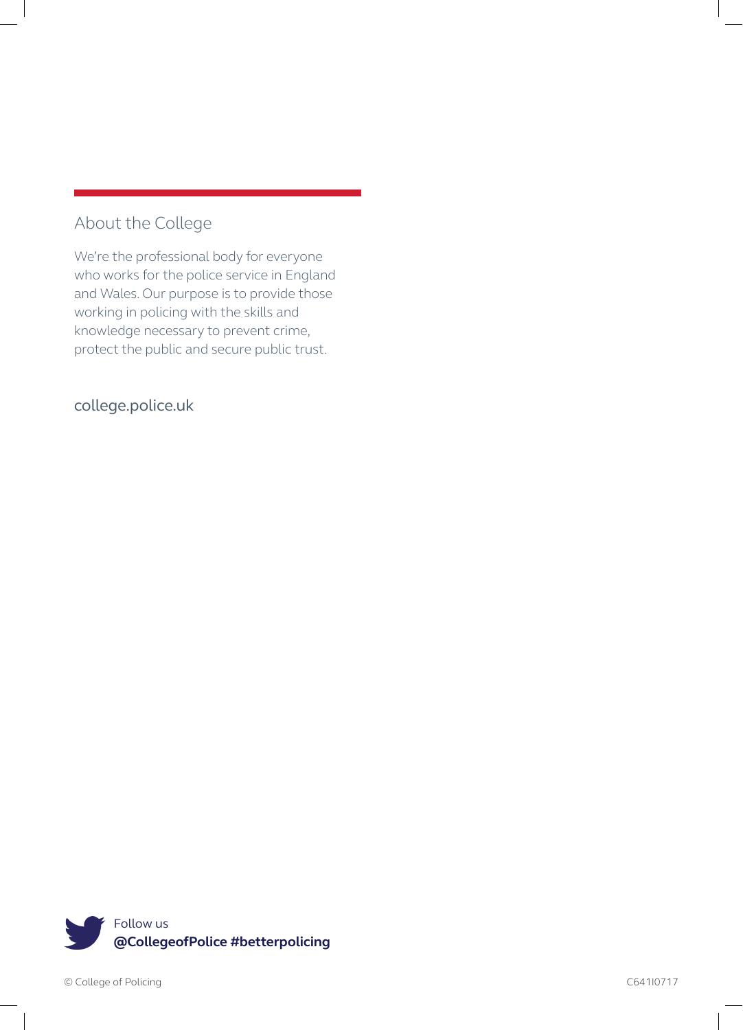## About the College

We're the professional body for everyone who works for the police service in England and Wales. Our purpose is to provide those working in policing with the skills and knowledge necessary to prevent crime, protect the public and secure public trust.

college.police.uk

Follow us
**@CollegeofPolice #betterpolicing**

© College of Policing

C641I0717